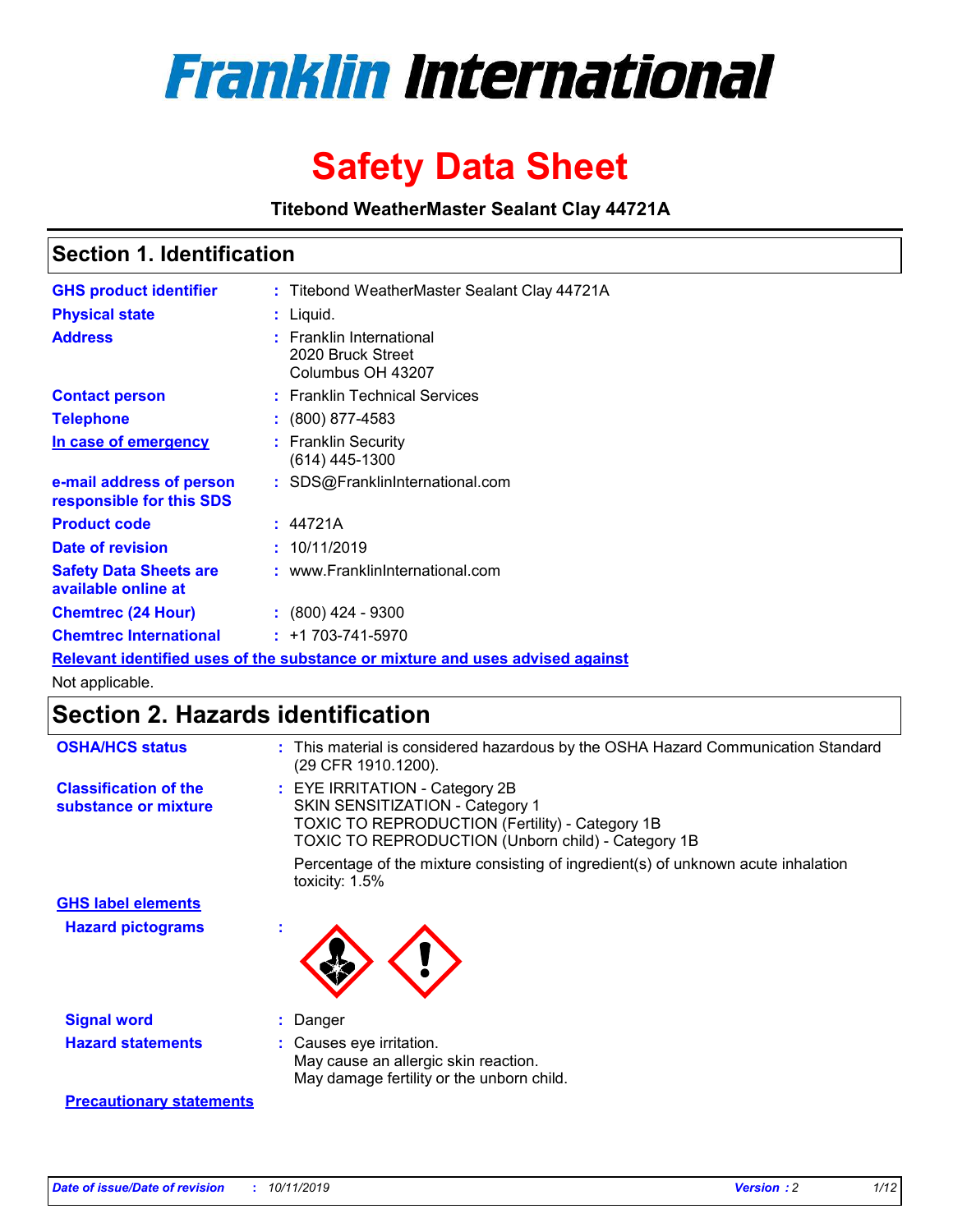# Franklin International

# Safety Data Sheet

**Titebond WeatherMaster Sealant Clay 44721A**

## Section 1. Identification

| | | |
|---|---|---|
| **GHS product identifier** | : | Titebond WeatherMaster Sealant Clay 44721A |
| **Physical state** | : | Liquid. |
| **Address** | : | Franklin International<br>2020 Bruck Street<br>Columbus OH 43207 |
| **Contact person** | : | Franklin Technical Services |
| **Telephone** | : | (800) 877-4583 |
| **In case of emergency** | : | Franklin Security<br>(614) 445-1300 |
| **e-mail address of person responsible for this SDS** | : | SDS@FranklinInternational.com |
| **Product code** | : | 44721A |
| **Date of revision** | : | 10/11/2019 |
| **Safety Data Sheets are available online at** | : | www.FranklinInternational.com |
| **Chemtrec (24 Hour)** | : | (800) 424 - 9300 |
| **Chemtrec International** | : | +1 703-741-5970 |

**Relevant identified uses of the substance or mixture and uses advised against**

Not applicable.

## Section 2. Hazards identification

| | | |
|---|---|---|
| **OSHA/HCS status** | : | This material is considered hazardous by the OSHA Hazard Communication Standard (29 CFR 1910.1200). |
| **Classification of the substance or mixture** | : | EYE IRRITATION - Category 2B<br>SKIN SENSITIZATION - Category 1<br>TOXIC TO REPRODUCTION (Fertility) - Category 1B<br>TOXIC TO REPRODUCTION (Unborn child) - Category 1B<br><br>Percentage of the mixture consisting of ingredient(s) of unknown acute inhalation toxicity: 1.5% |

**GHS label elements**

| | | |
|---|---|---|
| **Hazard pictograms** | : | |
| **Signal word** | : | Danger |
| **Hazard statements** | : | Causes eye irritation.<br>May cause an allergic skin reaction.<br>May damage fertility or the unborn child. |

**Precautionary statements**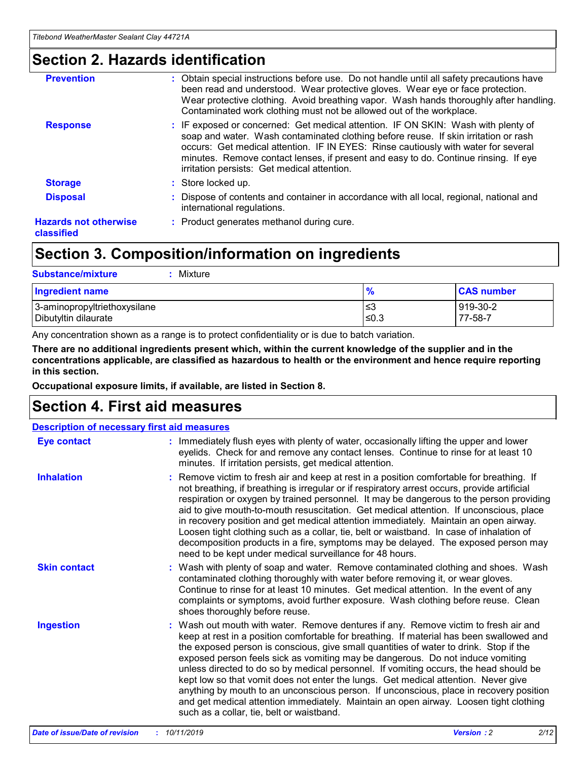## Section 2. Hazards identification

**Prevention** : Obtain special instructions before use. Do not handle until all safety precautions have been read and understood. Wear protective gloves. Wear eye or face protection. Wear protective clothing. Avoid breathing vapor. Wash hands thoroughly after handling. Contaminated work clothing must not be allowed out of the workplace.

**Response** : IF exposed or concerned: Get medical attention. IF ON SKIN: Wash with plenty of soap and water. Wash contaminated clothing before reuse. If skin irritation or rash occurs: Get medical attention. IF IN EYES: Rinse cautiously with water for several minutes. Remove contact lenses, if present and easy to do. Continue rinsing. If eye irritation persists: Get medical attention.

**Storage** : Store locked up.

**Disposal** : Dispose of contents and container in accordance with all local, regional, national and international regulations.

**Hazards not otherwise classified** : Product generates methanol during cure.

## Section 3. Composition/information on ingredients

**Substance/mixture** : Mixture

| Ingredient name | % | CAS number |
|---|---|---|
| 3-aminopropyltriethoxysilane | ≤3 | 919-30-2 |
| Dibutyltin dilaurate | ≤0.3 | 77-58-7 |

Any concentration shown as a range is to protect confidentiality or is due to batch variation.

**There are no additional ingredients present which, within the current knowledge of the supplier and in the concentrations applicable, are classified as hazardous to health or the environment and hence require reporting in this section.**

**Occupational exposure limits, if available, are listed in Section 8.**

## Section 4. First aid measures

**Description of necessary first aid measures**

**Eye contact** : Immediately flush eyes with plenty of water, occasionally lifting the upper and lower eyelids. Check for and remove any contact lenses. Continue to rinse for at least 10 minutes. If irritation persists, get medical attention.

**Inhalation** : Remove victim to fresh air and keep at rest in a position comfortable for breathing. If not breathing, if breathing is irregular or if respiratory arrest occurs, provide artificial respiration or oxygen by trained personnel. It may be dangerous to the person providing aid to give mouth-to-mouth resuscitation. Get medical attention. If unconscious, place in recovery position and get medical attention immediately. Maintain an open airway. Loosen tight clothing such as a collar, tie, belt or waistband. In case of inhalation of decomposition products in a fire, symptoms may be delayed. The exposed person may need to be kept under medical surveillance for 48 hours.

**Skin contact** : Wash with plenty of soap and water. Remove contaminated clothing and shoes. Wash contaminated clothing thoroughly with water before removing it, or wear gloves. Continue to rinse for at least 10 minutes. Get medical attention. In the event of any complaints or symptoms, avoid further exposure. Wash clothing before reuse. Clean shoes thoroughly before reuse.

**Ingestion** : Wash out mouth with water. Remove dentures if any. Remove victim to fresh air and keep at rest in a position comfortable for breathing. If material has been swallowed and the exposed person is conscious, give small quantities of water to drink. Stop if the exposed person feels sick as vomiting may be dangerous. Do not induce vomiting unless directed to do so by medical personnel. If vomiting occurs, the head should be kept low so that vomit does not enter the lungs. Get medical attention. Never give anything by mouth to an unconscious person. If unconscious, place in recovery position and get medical attention immediately. Maintain an open airway. Loosen tight clothing such as a collar, tie, belt or waistband.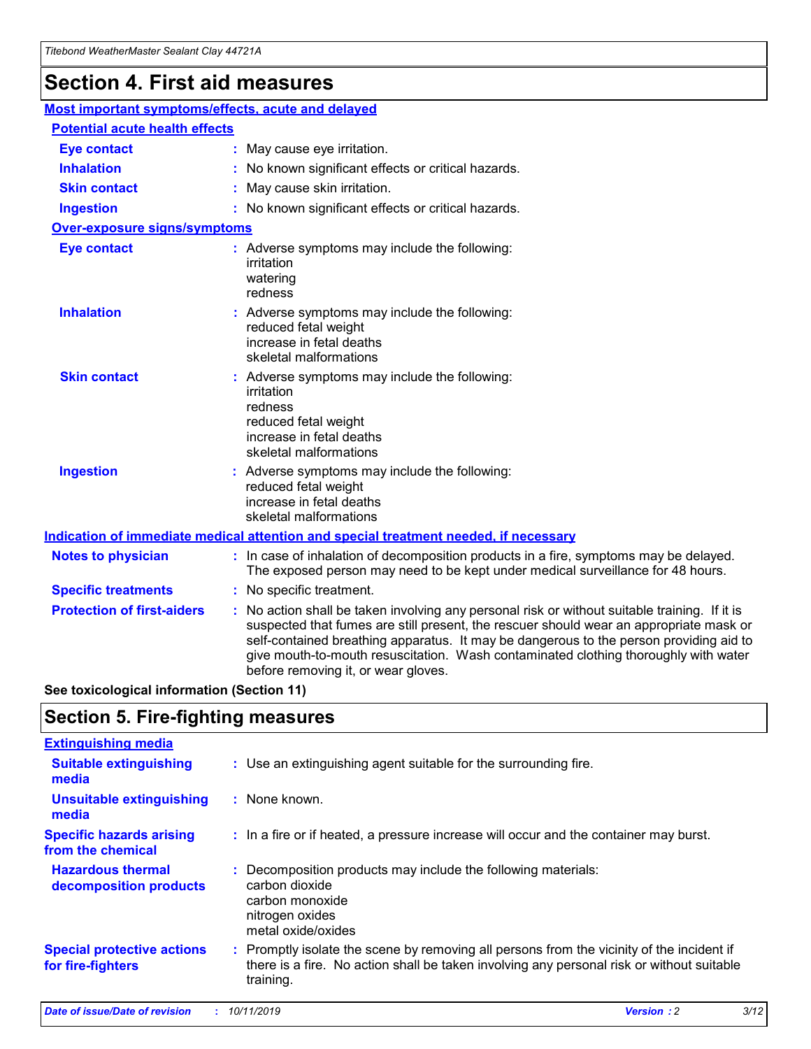# Section 4. First aid measures

## Most important symptoms/effects, acute and delayed

### Potential acute health effects

| | |
|---|---|
| **Eye contact** | : May cause eye irritation. |
| **Inhalation** | : No known significant effects or critical hazards. |
| **Skin contact** | : May cause skin irritation. |
| **Ingestion** | : No known significant effects or critical hazards. |

### Over-exposure signs/symptoms

| | |
|---|---|
| **Eye contact** | : Adverse symptoms may include the following: irritation watering redness |
| **Inhalation** | : Adverse symptoms may include the following: reduced fetal weight increase in fetal deaths skeletal malformations |
| **Skin contact** | : Adverse symptoms may include the following: irritation redness reduced fetal weight increase in fetal deaths skeletal malformations |
| **Ingestion** | : Adverse symptoms may include the following: reduced fetal weight increase in fetal deaths skeletal malformations |

## Indication of immediate medical attention and special treatment needed, if necessary

| | |
|---|---|
| **Notes to physician** | : In case of inhalation of decomposition products in a fire, symptoms may be delayed. The exposed person may need to be kept under medical surveillance for 48 hours. |
| **Specific treatments** | : No specific treatment. |
| **Protection of first-aiders** | : No action shall be taken involving any personal risk or without suitable training. If it is suspected that fumes are still present, the rescuer should wear an appropriate mask or self-contained breathing apparatus. It may be dangerous to the person providing aid to give mouth-to-mouth resuscitation. Wash contaminated clothing thoroughly with water before removing it, or wear gloves. |

**See toxicological information (Section 11)**

# Section 5. Fire-fighting measures

## Extinguishing media

| | |
|---|---|
| **Suitable extinguishing media** | : Use an extinguishing agent suitable for the surrounding fire. |
| **Unsuitable extinguishing media** | : None known. |
| **Specific hazards arising from the chemical** | : In a fire or if heated, a pressure increase will occur and the container may burst. |
| **Hazardous thermal decomposition products** | : Decomposition products may include the following materials: carbon dioxide carbon monoxide nitrogen oxides metal oxide/oxides |
| **Special protective actions for fire-fighters** | : Promptly isolate the scene by removing all persons from the vicinity of the incident if there is a fire. No action shall be taken involving any personal risk or without suitable training. |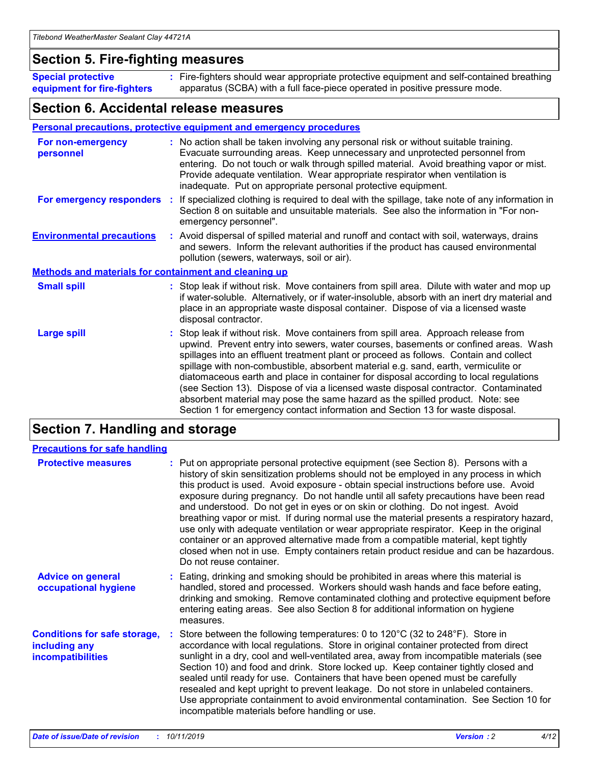## Section 5. Fire-fighting measures

**Special protective equipment for fire-fighters** : Fire-fighters should wear appropriate protective equipment and self-contained breathing apparatus (SCBA) with a full face-piece operated in positive pressure mode.

## Section 6. Accidental release measures

### Personal precautions, protective equipment and emergency procedures

**For non-emergency personnel** : No action shall be taken involving any personal risk or without suitable training. Evacuate surrounding areas. Keep unnecessary and unprotected personnel from entering. Do not touch or walk through spilled material. Avoid breathing vapor or mist. Provide adequate ventilation. Wear appropriate respirator when ventilation is inadequate. Put on appropriate personal protective equipment.

**For emergency responders** : If specialized clothing is required to deal with the spillage, take note of any information in Section 8 on suitable and unsuitable materials. See also the information in "For non-emergency personnel".

**Environmental precautions** : Avoid dispersal of spilled material and runoff and contact with soil, waterways, drains and sewers. Inform the relevant authorities if the product has caused environmental pollution (sewers, waterways, soil or air).

### Methods and materials for containment and cleaning up

**Small spill** : Stop leak if without risk. Move containers from spill area. Dilute with water and mop up if water-soluble. Alternatively, or if water-insoluble, absorb with an inert dry material and place in an appropriate waste disposal container. Dispose of via a licensed waste disposal contractor.

**Large spill** : Stop leak if without risk. Move containers from spill area. Approach release from upwind. Prevent entry into sewers, water courses, basements or confined areas. Wash spillages into an effluent treatment plant or proceed as follows. Contain and collect spillage with non-combustible, absorbent material e.g. sand, earth, vermiculite or diatomaceous earth and place in container for disposal according to local regulations (see Section 13). Dispose of via a licensed waste disposal contractor. Contaminated absorbent material may pose the same hazard as the spilled product. Note: see Section 1 for emergency contact information and Section 13 for waste disposal.

## Section 7. Handling and storage

### Precautions for safe handling

**Protective measures** : Put on appropriate personal protective equipment (see Section 8). Persons with a history of skin sensitization problems should not be employed in any process in which this product is used. Avoid exposure - obtain special instructions before use. Avoid exposure during pregnancy. Do not handle until all safety precautions have been read and understood. Do not get in eyes or on skin or clothing. Do not ingest. Avoid breathing vapor or mist. If during normal use the material presents a respiratory hazard, use only with adequate ventilation or wear appropriate respirator. Keep in the original container or an approved alternative made from a compatible material, kept tightly closed when not in use. Empty containers retain product residue and can be hazardous. Do not reuse container.

**Advice on general occupational hygiene** : Eating, drinking and smoking should be prohibited in areas where this material is handled, stored and processed. Workers should wash hands and face before eating, drinking and smoking. Remove contaminated clothing and protective equipment before entering eating areas. See also Section 8 for additional information on hygiene measures.

**Conditions for safe storage, including any incompatibilities** : Store between the following temperatures: 0 to 120°C (32 to 248°F). Store in accordance with local regulations. Store in original container protected from direct sunlight in a dry, cool and well-ventilated area, away from incompatible materials (see Section 10) and food and drink. Store locked up. Keep container tightly closed and sealed until ready for use. Containers that have been opened must be carefully resealed and kept upright to prevent leakage. Do not store in unlabeled containers. Use appropriate containment to avoid environmental contamination. See Section 10 for incompatible materials before handling or use.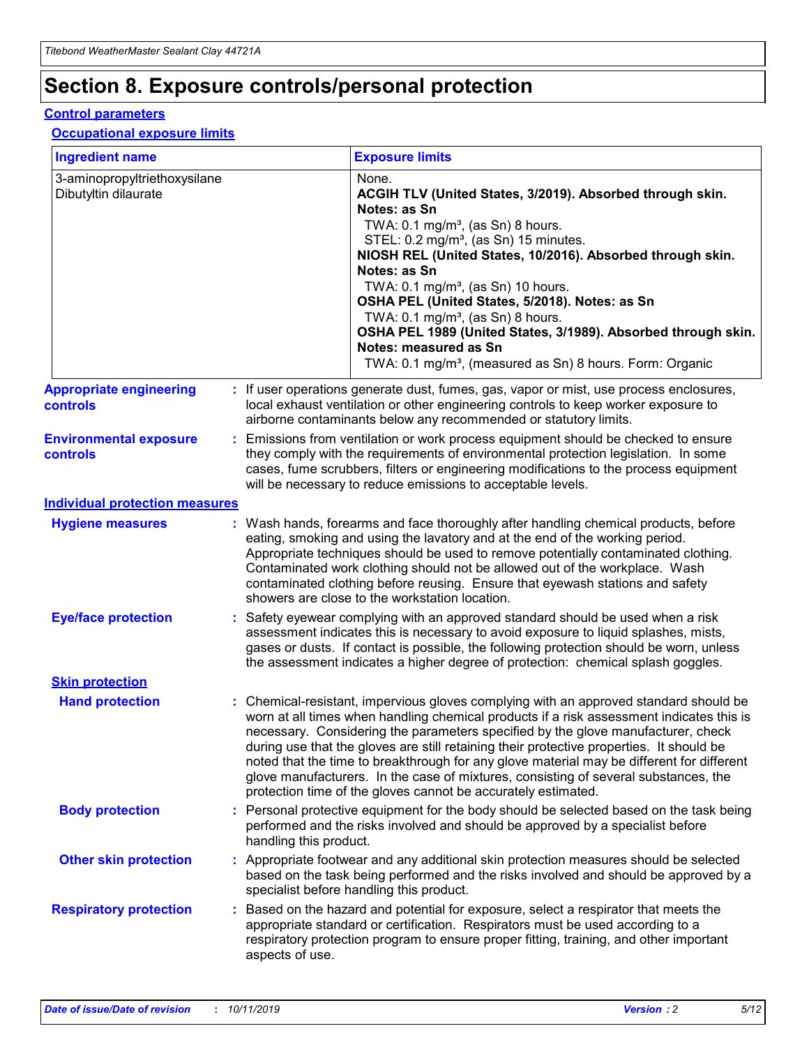# Section 8. Exposure controls/personal protection

## Control parameters

### Occupational exposure limits

| Ingredient name | Exposure limits |
| --- | --- |
| 3-aminopropyltriethoxysilane | None. |
| Dibutyltin dilaurate | **ACGIH TLV (United States, 3/2019). Absorbed through skin. Notes: as Sn**<br>TWA: 0.1 mg/m³, (as Sn) 8 hours.<br>STEL: 0.2 mg/m³, (as Sn) 15 minutes.<br>**NIOSH REL (United States, 10/2016). Absorbed through skin. Notes: as Sn**<br>TWA: 0.1 mg/m³, (as Sn) 10 hours.<br>**OSHA PEL (United States, 5/2018). Notes: as Sn**<br>TWA: 0.1 mg/m³, (as Sn) 8 hours.<br>**OSHA PEL 1989 (United States, 3/1989). Absorbed through skin. Notes: measured as Sn**<br>TWA: 0.1 mg/m³, (measured as Sn) 8 hours. Form: Organic |

**Appropriate engineering controls** : If user operations generate dust, fumes, gas, vapor or mist, use process enclosures, local exhaust ventilation or other engineering controls to keep worker exposure to airborne contaminants below any recommended or statutory limits.

**Environmental exposure controls** : Emissions from ventilation or work process equipment should be checked to ensure they comply with the requirements of environmental protection legislation. In some cases, fume scrubbers, filters or engineering modifications to the process equipment will be necessary to reduce emissions to acceptable levels.

## Individual protection measures

**Hygiene measures** : Wash hands, forearms and face thoroughly after handling chemical products, before eating, smoking and using the lavatory and at the end of the working period. Appropriate techniques should be used to remove potentially contaminated clothing. Contaminated work clothing should not be allowed out of the workplace. Wash contaminated clothing before reusing. Ensure that eyewash stations and safety showers are close to the workstation location.

**Eye/face protection** : Safety eyewear complying with an approved standard should be used when a risk assessment indicates this is necessary to avoid exposure to liquid splashes, mists, gases or dusts. If contact is possible, the following protection should be worn, unless the assessment indicates a higher degree of protection: chemical splash goggles.

### Skin protection

**Hand protection** : Chemical-resistant, impervious gloves complying with an approved standard should be worn at all times when handling chemical products if a risk assessment indicates this is necessary. Considering the parameters specified by the glove manufacturer, check during use that the gloves are still retaining their protective properties. It should be noted that the time to breakthrough for any glove material may be different for different glove manufacturers. In the case of mixtures, consisting of several substances, the protection time of the gloves cannot be accurately estimated.

**Body protection** : Personal protective equipment for the body should be selected based on the task being performed and the risks involved and should be approved by a specialist before handling this product.

**Other skin protection** : Appropriate footwear and any additional skin protection measures should be selected based on the task being performed and the risks involved and should be approved by a specialist before handling this product.

**Respiratory protection** : Based on the hazard and potential for exposure, select a respirator that meets the appropriate standard or certification. Respirators must be used according to a respiratory protection program to ensure proper fitting, training, and other important aspects of use.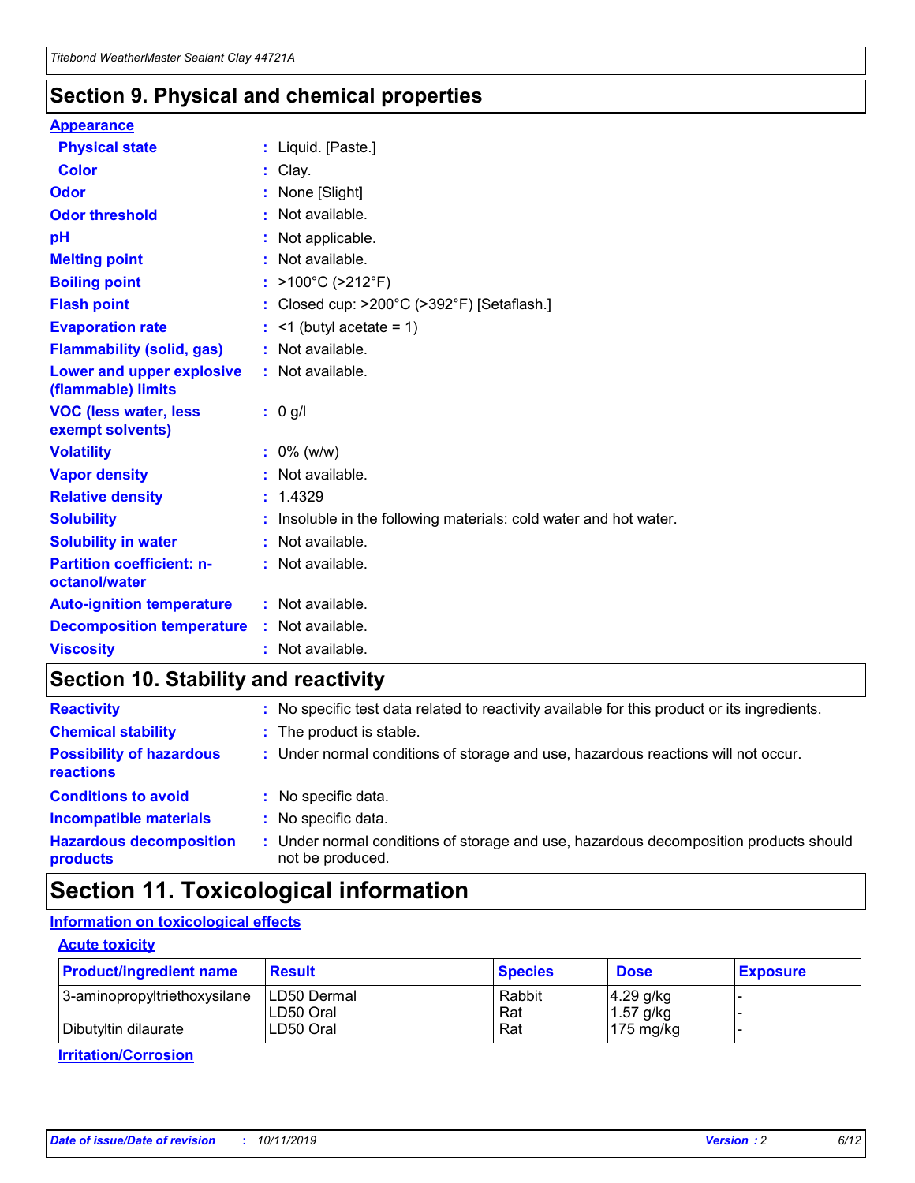## Section 9. Physical and chemical properties

### Appearance

| | |
|---|---|
| **Physical state** | : Liquid. [Paste.] |
| **Color** | : Clay. |
| **Odor** | : None [Slight] |
| **Odor threshold** | : Not available. |
| **pH** | : Not applicable. |
| **Melting point** | : Not available. |
| **Boiling point** | : >100°C (>212°F) |
| **Flash point** | : Closed cup: >200°C (>392°F) [Setaflash.] |
| **Evaporation rate** | : <1 (butyl acetate = 1) |
| **Flammability (solid, gas)** | : Not available. |
| **Lower and upper explosive (flammable) limits** | : Not available. |
| **VOC (less water, less exempt solvents)** | : 0 g/l |
| **Volatility** | : 0% (w/w) |
| **Vapor density** | : Not available. |
| **Relative density** | : 1.4329 |
| **Solubility** | : Insoluble in the following materials: cold water and hot water. |
| **Solubility in water** | : Not available. |
| **Partition coefficient: n-octanol/water** | : Not available. |
| **Auto-ignition temperature** | : Not available. |
| **Decomposition temperature** | : Not available. |
| **Viscosity** | : Not available. |

## Section 10. Stability and reactivity

| | |
|---|---|
| **Reactivity** | : No specific test data related to reactivity available for this product or its ingredients. |
| **Chemical stability** | : The product is stable. |
| **Possibility of hazardous reactions** | : Under normal conditions of storage and use, hazardous reactions will not occur. |
| **Conditions to avoid** | : No specific data. |
| **Incompatible materials** | : No specific data. |
| **Hazardous decomposition products** | : Under normal conditions of storage and use, hazardous decomposition products should not be produced. |

## Section 11. Toxicological information

### Information on toxicological effects

#### Acute toxicity

| Product/ingredient name | Result | Species | Dose | Exposure |
|---|---|---|---|---|
| 3-aminopropyltriethoxysilane | LD50 Dermal | Rabbit | 4.29 g/kg | - |
| | LD50 Oral | Rat | 1.57 g/kg | - |
| Dibutyltin dilaurate | LD50 Oral | Rat | 175 mg/kg | - |

#### Irritation/Corrosion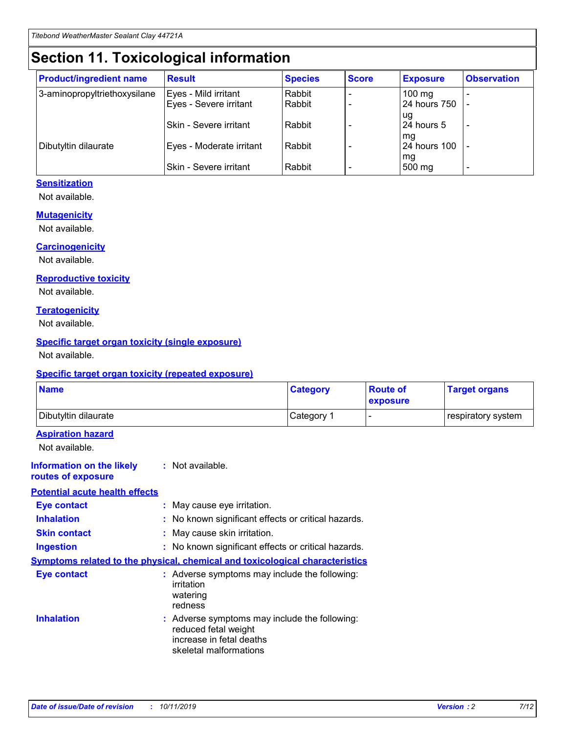# Section 11. Toxicological information

| Product/ingredient name | Result | Species | Score | Exposure | Observation |
|---|---|---|---|---|---|
| 3-aminopropyltriethoxysilane | Eyes - Mild irritant | Rabbit | - | 100 mg | - |
| | Eyes - Severe irritant | Rabbit | - | 24 hours 750 ug | - |
| | Skin - Severe irritant | Rabbit | - | 24 hours 5 mg | - |
| Dibutyltin dilaurate | Eyes - Moderate irritant | Rabbit | - | 24 hours 100 mg | - |
| | Skin - Severe irritant | Rabbit | - | 500 mg | - |

### Sensitization

Not available.

### Mutagenicity

Not available.

### Carcinogenicity

Not available.

### Reproductive toxicity

Not available.

### Teratogenicity

Not available.

### Specific target organ toxicity (single exposure)

Not available.

### Specific target organ toxicity (repeated exposure)

| Name | Category | Route of exposure | Target organs |
|---|---|---|---|
| Dibutyltin dilaurate | Category 1 | - | respiratory system |

### Aspiration hazard

Not available.

**Information on the likely routes of exposure** : Not available.

### Potential acute health effects

**Eye contact** : May cause eye irritation.

**Inhalation** : No known significant effects or critical hazards.

**Skin contact** : May cause skin irritation.

**Ingestion** : No known significant effects or critical hazards.

### Symptoms related to the physical, chemical and toxicological characteristics

**Eye contact** : Adverse symptoms may include the following:
irritation
watering
redness

**Inhalation** : Adverse symptoms may include the following:
reduced fetal weight
increase in fetal deaths
skeletal malformations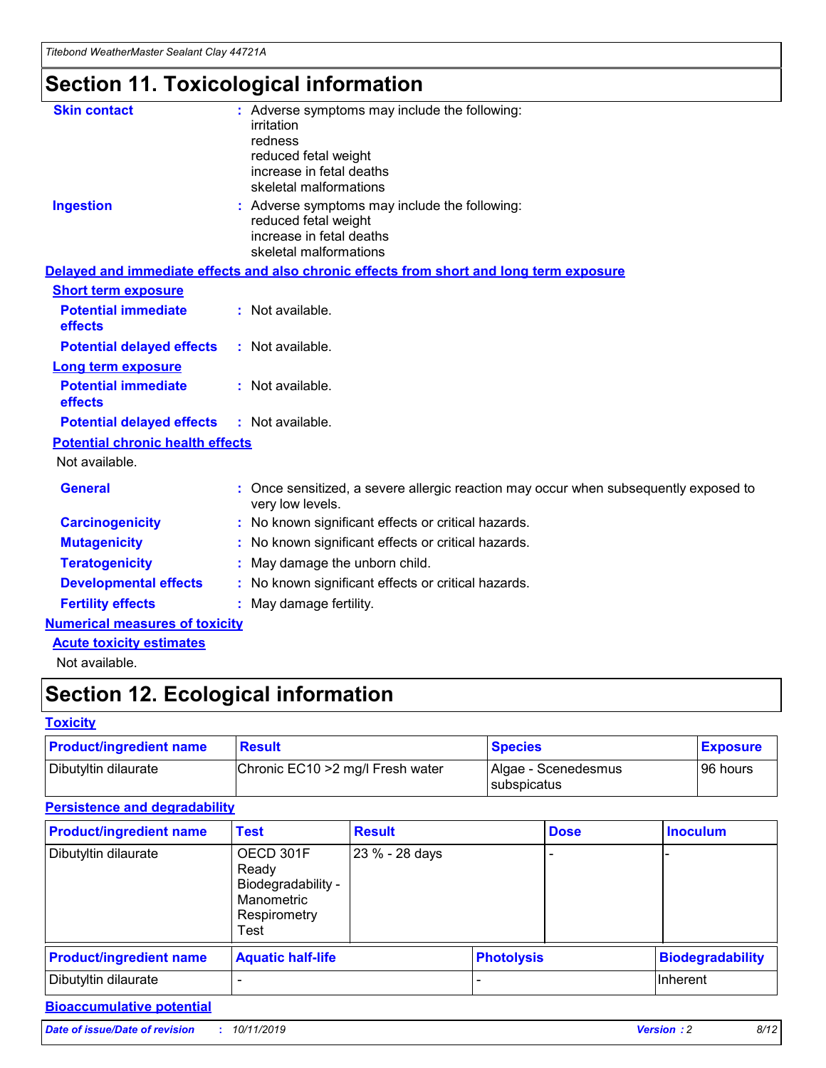# Section 11. Toxicological information

**Skin contact** : Adverse symptoms may include the following:
irritation
redness
reduced fetal weight
increase in fetal deaths
skeletal malformations

**Ingestion** : Adverse symptoms may include the following:
reduced fetal weight
increase in fetal deaths
skeletal malformations

**Delayed and immediate effects and also chronic effects from short and long term exposure**

**Short term exposure**

**Potential immediate effects** : Not available.

**Potential delayed effects** : Not available.

**Long term exposure**

**Potential immediate effects** : Not available.

**Potential delayed effects** : Not available.

**Potential chronic health effects**

Not available.

**General** : Once sensitized, a severe allergic reaction may occur when subsequently exposed to very low levels.

**Carcinogenicity** : No known significant effects or critical hazards.

**Mutagenicity** : No known significant effects or critical hazards.

**Teratogenicity** : May damage the unborn child.

**Developmental effects** : No known significant effects or critical hazards.

**Fertility effects** : May damage fertility.

**Numerical measures of toxicity**

**Acute toxicity estimates**

Not available.

# Section 12. Ecological information

**Toxicity**

| Product/ingredient name | Result | Species | Exposure |
|---|---|---|---|
| Dibutyltin dilaurate | Chronic EC10 >2 mg/l Fresh water | Algae - Scenedesmus subspicatus | 96 hours |

**Persistence and degradability**

| Product/ingredient name | Test | Result | Dose | Inoculum |
|---|---|---|---|---|
| Dibutyltin dilaurate | OECD 301F Ready Biodegradability - Manometric Respirometry Test | 23 % - 28 days | - | - |

| Product/ingredient name | Aquatic half-life | Photolysis | Biodegradability |
|---|---|---|---|
| Dibutyltin dilaurate | - | - | Inherent |

**Bioaccumulative potential**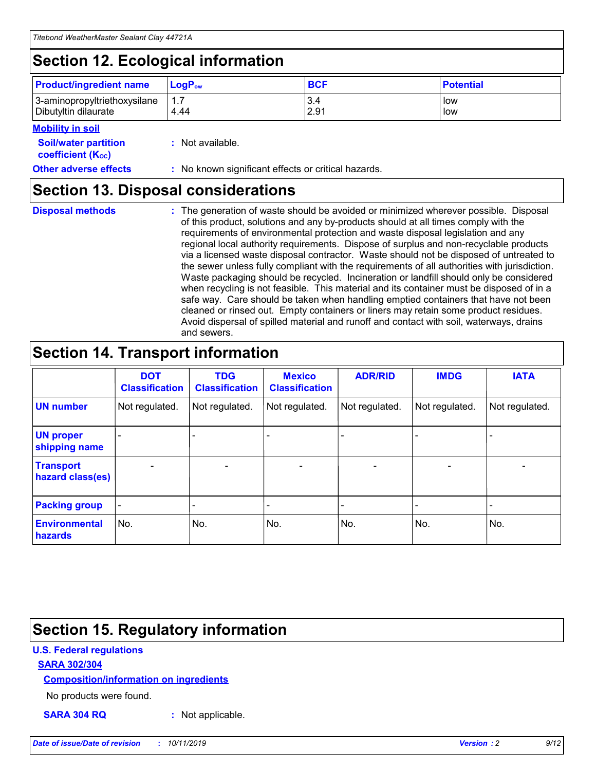## Section 12. Ecological information

| Product/ingredient name | $LogP_{ow}$ | BCF | Potential |
|---|---|---|---|
| 3-aminopropyltriethoxysilane | 1.7 | 3.4 | low |
| Dibutyltin dilaurate | 4.44 | 2.91 | low |

**Mobility in soil**

**Soil/water partition coefficient ($K_{OC}$)** : Not available.

**Other adverse effects** : No known significant effects or critical hazards.

## Section 13. Disposal considerations

**Disposal methods** : The generation of waste should be avoided or minimized wherever possible. Disposal of this product, solutions and any by-products should at all times comply with the requirements of environmental protection and waste disposal legislation and any regional local authority requirements. Dispose of surplus and non-recyclable products via a licensed waste disposal contractor. Waste should not be disposed of untreated to the sewer unless fully compliant with the requirements of all authorities with jurisdiction. Waste packaging should be recycled. Incineration or landfill should only be considered when recycling is not feasible. This material and its container must be disposed of in a safe way. Care should be taken when handling emptied containers that have not been cleaned or rinsed out. Empty containers or liners may retain some product residues. Avoid dispersal of spilled material and runoff and contact with soil, waterways, drains and sewers.

## Section 14. Transport information

| | DOT Classification | TDG Classification | Mexico Classification | ADR/RID | IMDG | IATA |
|---|---|---|---|---|---|---|
| UN number | Not regulated. | Not regulated. | Not regulated. | Not regulated. | Not regulated. | Not regulated. |
| UN proper shipping name | - | - | - | - | - | - |
| Transport hazard class(es) | - | - | - | - | - | - |
| Packing group | - | - | - | - | - | - |
| Environmental hazards | No. | No. | No. | No. | No. | No. |

## Section 15. Regulatory information

**U.S. Federal regulations**

**SARA 302/304**

**Composition/information on ingredients**

No products were found.

**SARA 304 RQ** : Not applicable.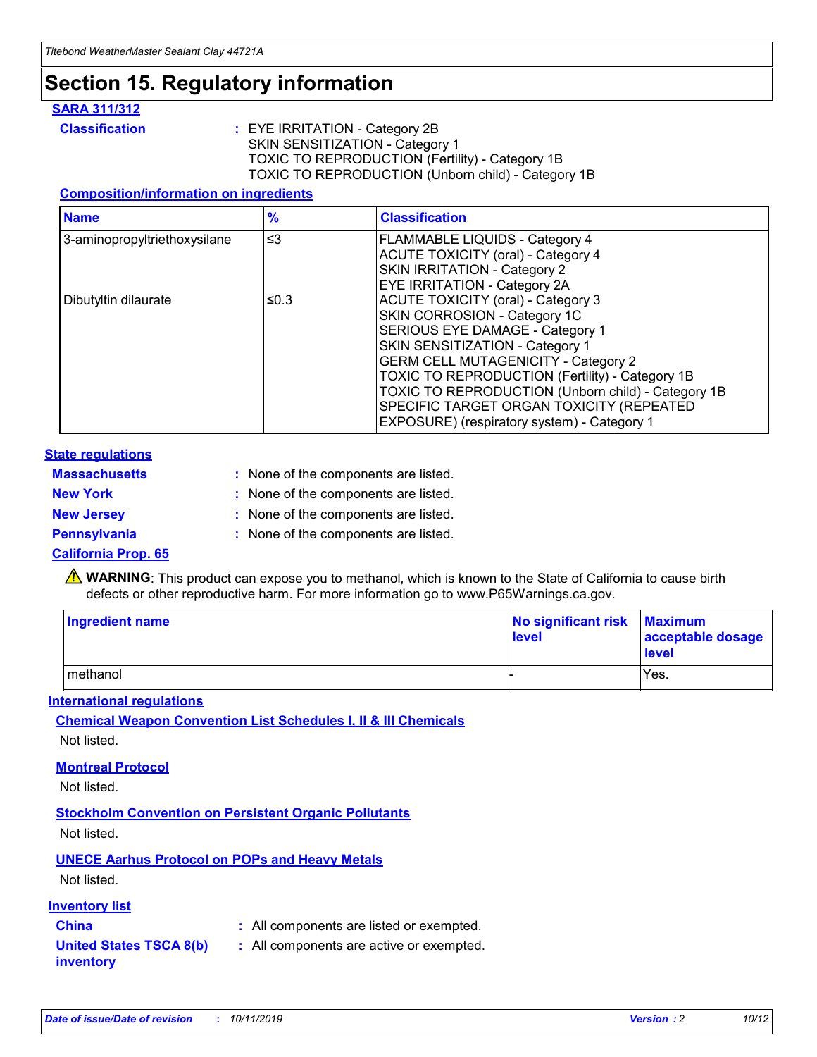# Section 15. Regulatory information

**SARA 311/312**

**Classification** : EYE IRRITATION - Category 2B
SKIN SENSITIZATION - Category 1
TOXIC TO REPRODUCTION (Fertility) - Category 1B
TOXIC TO REPRODUCTION (Unborn child) - Category 1B

**Composition/information on ingredients**

| Name | % | Classification |
|---|---|---|
| 3-aminopropyltriethoxysilane | ≤3 | FLAMMABLE LIQUIDS - Category 4<br>ACUTE TOXICITY (oral) - Category 4<br>SKIN IRRITATION - Category 2<br>EYE IRRITATION - Category 2A |
| Dibutyltin dilaurate | ≤0.3 | ACUTE TOXICITY (oral) - Category 3<br>SKIN CORROSION - Category 1C<br>SERIOUS EYE DAMAGE - Category 1<br>SKIN SENSITIZATION - Category 1<br>GERM CELL MUTAGENICITY - Category 2<br>TOXIC TO REPRODUCTION (Fertility) - Category 1B<br>TOXIC TO REPRODUCTION (Unborn child) - Category 1B<br>SPECIFIC TARGET ORGAN TOXICITY (REPEATED EXPOSURE) (respiratory system) - Category 1 |

**State regulations**

**Massachusetts** : None of the components are listed.

**New York** : None of the components are listed.

**New Jersey** : None of the components are listed.

**Pennsylvania** : None of the components are listed.

**California Prop. 65**

⚠ **WARNING**: This product can expose you to methanol, which is known to the State of California to cause birth defects or other reproductive harm. For more information go to www.P65Warnings.ca.gov.

| Ingredient name | No significant risk level | Maximum acceptable dosage level |
|---|---|---|
| methanol | - | Yes. |

**International regulations**

**Chemical Weapon Convention List Schedules I, II & III Chemicals**

Not listed.

**Montreal Protocol**

Not listed.

**Stockholm Convention on Persistent Organic Pollutants**

Not listed.

**UNECE Aarhus Protocol on POPs and Heavy Metals**

Not listed.

**Inventory list**

**China** : All components are listed or exempted.

**United States TSCA 8(b) inventory** : All components are active or exempted.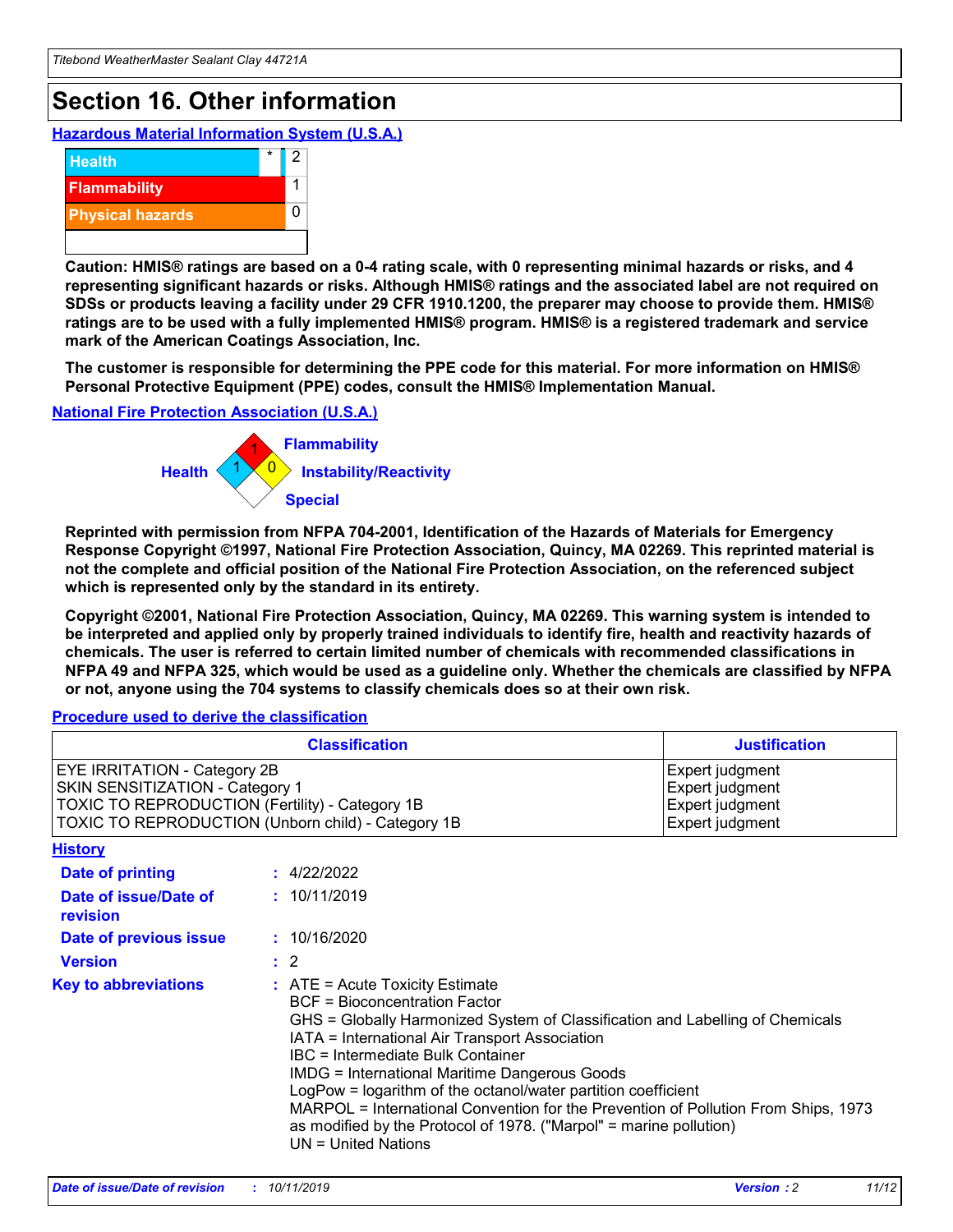# Section 16. Other information

## Hazardous Material Information System (U.S.A.)

| | | |
|---|---|---|
| Health | * | 2 |
| Flammability | | 1 |
| Physical hazards | | 0 |
| | | |

**Caution: HMIS® ratings are based on a 0-4 rating scale, with 0 representing minimal hazards or risks, and 4 representing significant hazards or risks. Although HMIS® ratings and the associated label are not required on SDSs or products leaving a facility under 29 CFR 1910.1200, the preparer may choose to provide them. HMIS® ratings are to be used with a fully implemented HMIS® program. HMIS® is a registered trademark and service mark of the American Coatings Association, Inc.**

**The customer is responsible for determining the PPE code for this material. For more information on HMIS® Personal Protective Equipment (PPE) codes, consult the HMIS® Implementation Manual.**

## National Fire Protection Association (U.S.A.)

Health: 1
Flammability: 1
Instability/Reactivity: 0
Special:

**Reprinted with permission from NFPA 704-2001, Identification of the Hazards of Materials for Emergency Response Copyright ©1997, National Fire Protection Association, Quincy, MA 02269. This reprinted material is not the complete and official position of the National Fire Protection Association, on the referenced subject which is represented only by the standard in its entirety.**

**Copyright ©2001, National Fire Protection Association, Quincy, MA 02269. This warning system is intended to be interpreted and applied only by properly trained individuals to identify fire, health and reactivity hazards of chemicals. The user is referred to certain limited number of chemicals with recommended classifications in NFPA 49 and NFPA 325, which would be used as a guideline only. Whether the chemicals are classified by NFPA or not, anyone using the 704 systems to classify chemicals does so at their own risk.**

## Procedure used to derive the classification

| Classification | Justification |
|---|---|
| EYE IRRITATION - Category 2B | Expert judgment |
| SKIN SENSITIZATION - Category 1 | Expert judgment |
| TOXIC TO REPRODUCTION (Fertility) - Category 1B | Expert judgment |
| TOXIC TO REPRODUCTION (Unborn child) - Category 1B | Expert judgment |

## History

**Date of printing** : 4/22/2022

**Date of issue/Date of revision** : 10/11/2019

**Date of previous issue** : 10/16/2020

**Version** : 2

**Key to abbreviations** : ATE = Acute Toxicity Estimate
BCF = Bioconcentration Factor
GHS = Globally Harmonized System of Classification and Labelling of Chemicals
IATA = International Air Transport Association
IBC = Intermediate Bulk Container
IMDG = International Maritime Dangerous Goods
LogPow = logarithm of the octanol/water partition coefficient
MARPOL = International Convention for the Prevention of Pollution From Ships, 1973 as modified by the Protocol of 1978. ("Marpol" = marine pollution)
UN = United Nations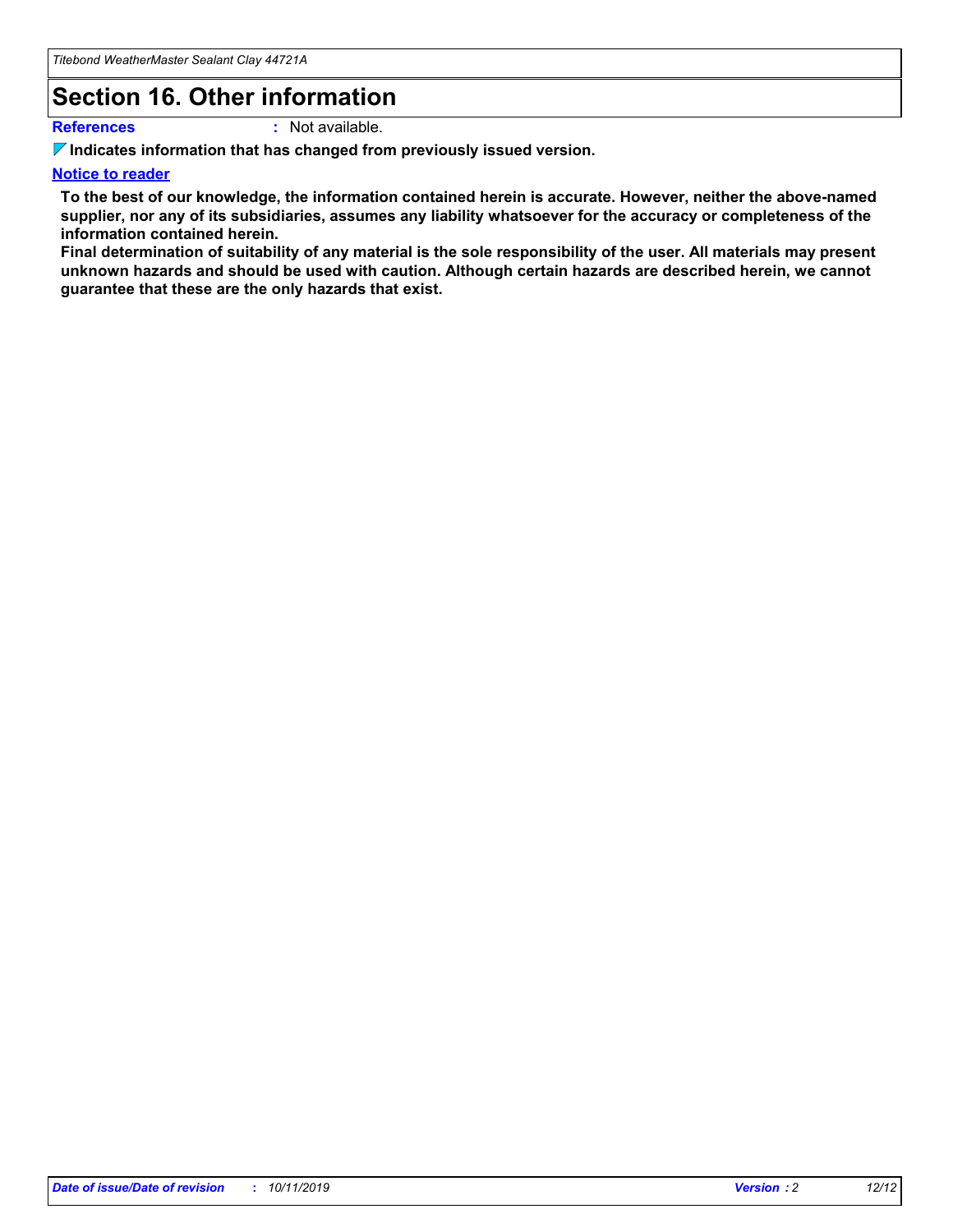# Section 16. Other information

**References** : Not available.

**Indicates information that has changed from previously issued version.**

**Notice to reader**

**To the best of our knowledge, the information contained herein is accurate. However, neither the above-named supplier, nor any of its subsidiaries, assumes any liability whatsoever for the accuracy or completeness of the information contained herein.**

**Final determination of suitability of any material is the sole responsibility of the user. All materials may present unknown hazards and should be used with caution. Although certain hazards are described herein, we cannot guarantee that these are the only hazards that exist.**